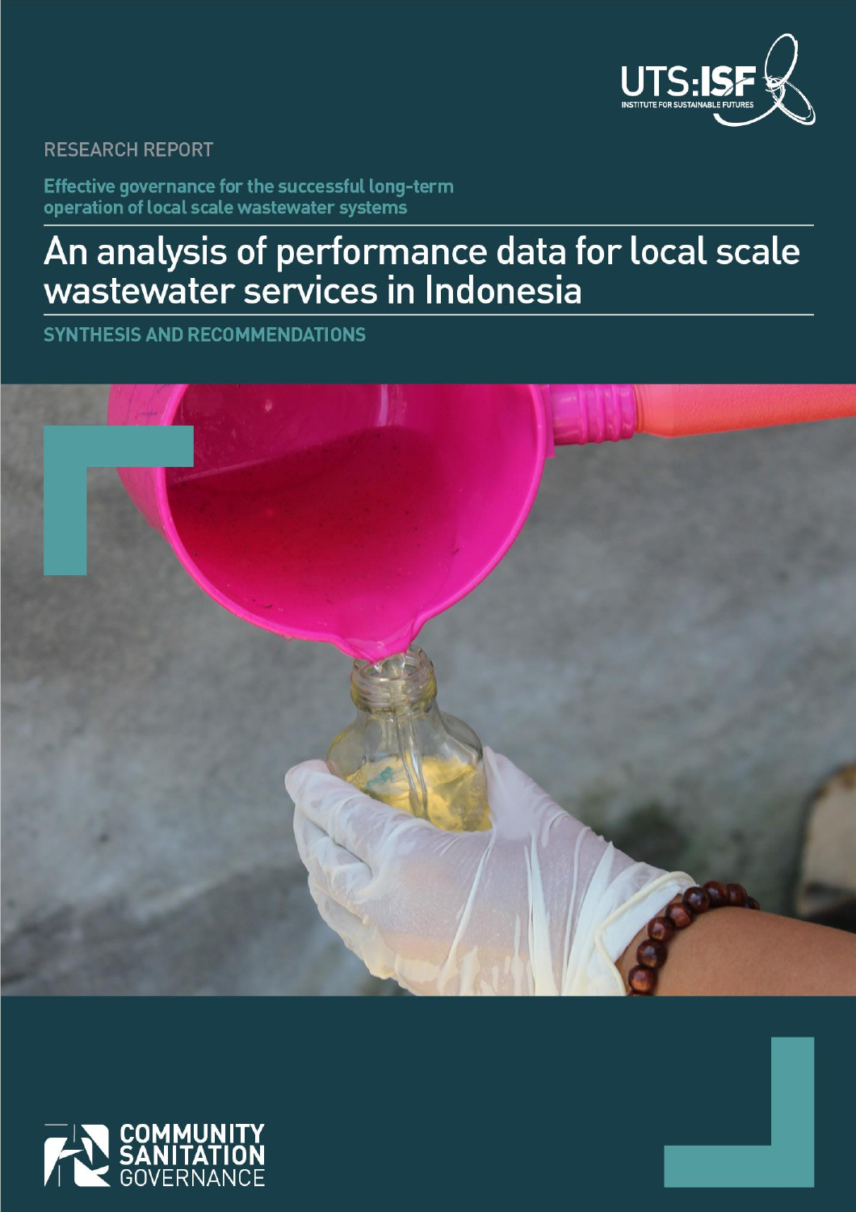UTS:ISF
INSTITUTE FOR SUSTAINABLE FUTURES

RESEARCH REPORT

Effective governance for the successful long-term operation of local scale wastewater systems

# An analysis of performance data for local scale wastewater services in Indonesia

## SYNTHESIS AND RECOMMENDATIONS

COMMUNITY SANITATION GOVERNANCE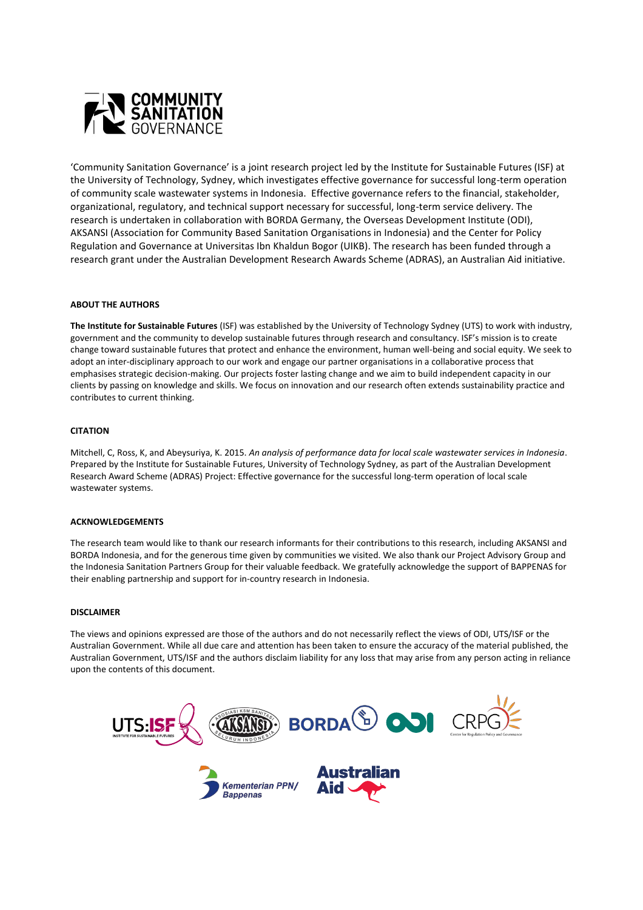'Community Sanitation Governance' is a joint research project led by the Institute for Sustainable Futures (ISF) at the University of Technology, Sydney, which investigates effective governance for successful long-term operation of community scale wastewater systems in Indonesia. Effective governance refers to the financial, stakeholder, organizational, regulatory, and technical support necessary for successful, long-term service delivery. The research is undertaken in collaboration with BORDA Germany, the Overseas Development Institute (ODI), AKSANSI (Association for Community Based Sanitation Organisations in Indonesia) and the Center for Policy Regulation and Governance at Universitas Ibn Khaldun Bogor (UIKB). The research has been funded through a research grant under the Australian Development Research Awards Scheme (ADRAS), an Australian Aid initiative.

**ABOUT THE AUTHORS**

**The Institute for Sustainable Futures** (ISF) was established by the University of Technology Sydney (UTS) to work with industry, government and the community to develop sustainable futures through research and consultancy. ISF's mission is to create change toward sustainable futures that protect and enhance the environment, human well-being and social equity. We seek to adopt an inter-disciplinary approach to our work and engage our partner organisations in a collaborative process that emphasises strategic decision-making. Our projects foster lasting change and we aim to build independent capacity in our clients by passing on knowledge and skills. We focus on innovation and our research often extends sustainability practice and contributes to current thinking.

**CITATION**

Mitchell, C, Ross, K, and Abeysuriya, K. 2015. *An analysis of performance data for local scale wastewater services in Indonesia*. Prepared by the Institute for Sustainable Futures, University of Technology Sydney, as part of the Australian Development Research Award Scheme (ADRAS) Project: Effective governance for the successful long-term operation of local scale wastewater systems.

**ACKNOWLEDGEMENTS**

The research team would like to thank our research informants for their contributions to this research, including AKSANSI and BORDA Indonesia, and for the generous time given by communities we visited. We also thank our Project Advisory Group and the Indonesia Sanitation Partners Group for their valuable feedback. We gratefully acknowledge the support of BAPPENAS for their enabling partnership and support for in-country research in Indonesia.

**DISCLAIMER**

The views and opinions expressed are those of the authors and do not necessarily reflect the views of ODI, UTS/ISF or the Australian Government. While all due care and attention has been taken to ensure the accuracy of the material published, the Australian Government, UTS/ISF and the authors disclaim liability for any loss that may arise from any person acting in reliance upon the contents of this document.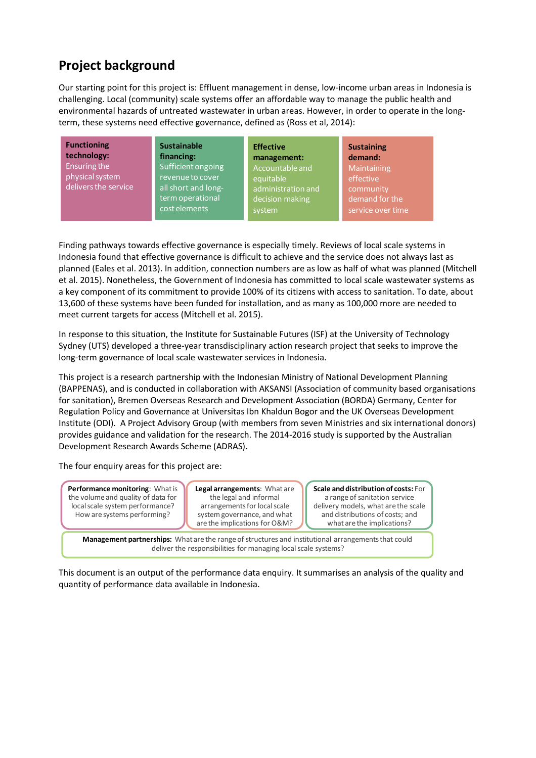## Project background

Our starting point for this project is: Effluent management in dense, low-income urban areas in Indonesia is challenging. Local (community) scale systems offer an affordable way to manage the public health and environmental hazards of untreated wastewater in urban areas. However, in order to operate in the long-term, these systems need effective governance, defined as (Ross et al, 2014):

| **Functioning technology:** Ensuring the physical system delivers the service | **Sustainable financing:** Sufficient ongoing revenue to cover all short and long-term operational cost elements | **Effective management:** Accountable and equitable administration and decision making system | **Sustaining demand:** Maintaining effective community demand for the service over time |
|---|---|---|---|

Finding pathways towards effective governance is especially timely. Reviews of local scale systems in Indonesia found that effective governance is difficult to achieve and the service does not always last as planned (Eales et al. 2013). In addition, connection numbers are as low as half of what was planned (Mitchell et al. 2015). Nonetheless, the Government of Indonesia has committed to local scale wastewater systems as a key component of its commitment to provide 100% of its citizens with access to sanitation. To date, about 13,600 of these systems have been funded for installation, and as many as 100,000 more are needed to meet current targets for access (Mitchell et al. 2015).

In response to this situation, the Institute for Sustainable Futures (ISF) at the University of Technology Sydney (UTS) developed a three-year transdisciplinary action research project that seeks to improve the long-term governance of local scale wastewater services in Indonesia.

This project is a research partnership with the Indonesian Ministry of National Development Planning (BAPPENAS), and is conducted in collaboration with AKSANSI (Association of community based organisations for sanitation), Bremen Overseas Research and Development Association (BORDA) Germany, Center for Regulation Policy and Governance at Universitas Ibn Khaldun Bogor and the UK Overseas Development Institute (ODI). A Project Advisory Group (with members from seven Ministries and six international donors) provides guidance and validation for the research. The 2014-2016 study is supported by the Australian Development Research Awards Scheme (ADRAS).

The four enquiry areas for this project are:

- **Performance monitoring**: What is the volume and quality of data for local scale system performance? How are systems performing?
- **Legal arrangements**: What are the legal and informal arrangements for local scale system governance, and what are the implications for O&M?
- **Scale and distribution of costs:** For a range of sanitation service delivery models, what are the scale and distributions of costs; and what are the implications?
- **Management partnerships:** What are the range of structures and institutional arrangements that could deliver the responsibilities for managing local scale systems?

This document is an output of the performance data enquiry. It summarises an analysis of the quality and quantity of performance data available in Indonesia.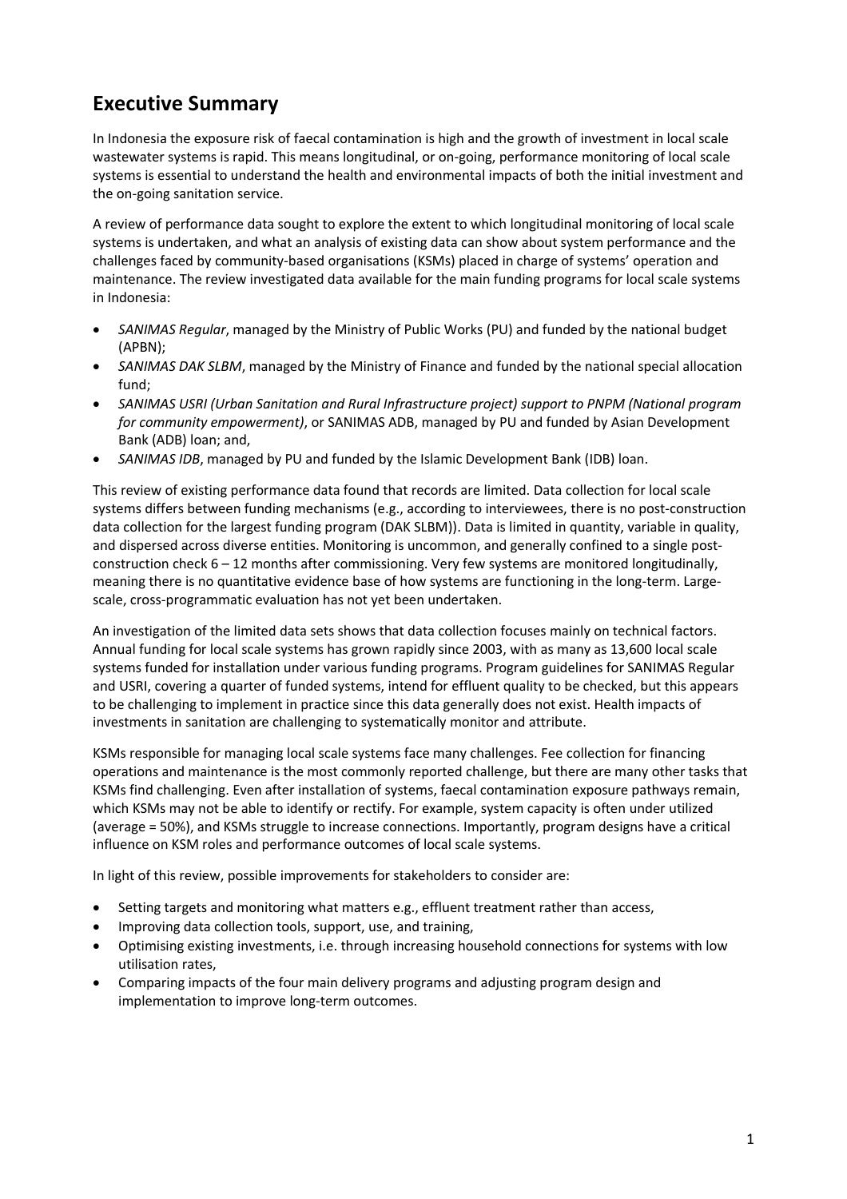## Executive Summary

In Indonesia the exposure risk of faecal contamination is high and the growth of investment in local scale wastewater systems is rapid. This means longitudinal, or on-going, performance monitoring of local scale systems is essential to understand the health and environmental impacts of both the initial investment and the on-going sanitation service.

A review of performance data sought to explore the extent to which longitudinal monitoring of local scale systems is undertaken, and what an analysis of existing data can show about system performance and the challenges faced by community-based organisations (KSMs) placed in charge of systems' operation and maintenance. The review investigated data available for the main funding programs for local scale systems in Indonesia:

- *SANIMAS Regular*, managed by the Ministry of Public Works (PU) and funded by the national budget (APBN);
- *SANIMAS DAK SLBM*, managed by the Ministry of Finance and funded by the national special allocation fund;
- *SANIMAS USRI (Urban Sanitation and Rural Infrastructure project) support to PNPM (National program for community empowerment)*, or SANIMAS ADB, managed by PU and funded by Asian Development Bank (ADB) loan; and,
- *SANIMAS IDB*, managed by PU and funded by the Islamic Development Bank (IDB) loan.

This review of existing performance data found that records are limited. Data collection for local scale systems differs between funding mechanisms (e.g., according to interviewees, there is no post-construction data collection for the largest funding program (DAK SLBM)). Data is limited in quantity, variable in quality, and dispersed across diverse entities. Monitoring is uncommon, and generally confined to a single post-construction check 6 – 12 months after commissioning. Very few systems are monitored longitudinally, meaning there is no quantitative evidence base of how systems are functioning in the long-term. Large-scale, cross-programmatic evaluation has not yet been undertaken.

An investigation of the limited data sets shows that data collection focuses mainly on technical factors. Annual funding for local scale systems has grown rapidly since 2003, with as many as 13,600 local scale systems funded for installation under various funding programs. Program guidelines for SANIMAS Regular and USRI, covering a quarter of funded systems, intend for effluent quality to be checked, but this appears to be challenging to implement in practice since this data generally does not exist. Health impacts of investments in sanitation are challenging to systematically monitor and attribute.

KSMs responsible for managing local scale systems face many challenges. Fee collection for financing operations and maintenance is the most commonly reported challenge, but there are many other tasks that KSMs find challenging. Even after installation of systems, faecal contamination exposure pathways remain, which KSMs may not be able to identify or rectify. For example, system capacity is often under utilized (average = 50%), and KSMs struggle to increase connections. Importantly, program designs have a critical influence on KSM roles and performance outcomes of local scale systems.

In light of this review, possible improvements for stakeholders to consider are:

- Setting targets and monitoring what matters e.g., effluent treatment rather than access,
- Improving data collection tools, support, use, and training,
- Optimising existing investments, i.e. through increasing household connections for systems with low utilisation rates,
- Comparing impacts of the four main delivery programs and adjusting program design and implementation to improve long-term outcomes.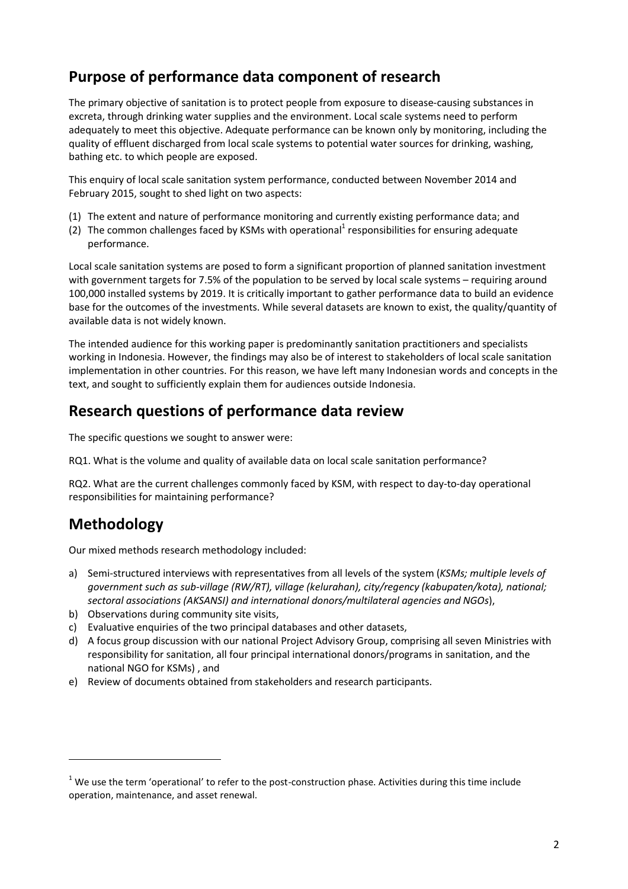## Purpose of performance data component of research

The primary objective of sanitation is to protect people from exposure to disease-causing substances in excreta, through drinking water supplies and the environment. Local scale systems need to perform adequately to meet this objective. Adequate performance can be known only by monitoring, including the quality of effluent discharged from local scale systems to potential water sources for drinking, washing, bathing etc. to which people are exposed.

This enquiry of local scale sanitation system performance, conducted between November 2014 and February 2015, sought to shed light on two aspects:

(1) The extent and nature of performance monitoring and currently existing performance data; and
(2) The common challenges faced by KSMs with operational[1] responsibilities for ensuring adequate performance.

Local scale sanitation systems are posed to form a significant proportion of planned sanitation investment with government targets for 7.5% of the population to be served by local scale systems – requiring around 100,000 installed systems by 2019. It is critically important to gather performance data to build an evidence base for the outcomes of the investments. While several datasets are known to exist, the quality/quantity of available data is not widely known.

The intended audience for this working paper is predominantly sanitation practitioners and specialists working in Indonesia. However, the findings may also be of interest to stakeholders of local scale sanitation implementation in other countries. For this reason, we have left many Indonesian words and concepts in the text, and sought to sufficiently explain them for audiences outside Indonesia.

## Research questions of performance data review

The specific questions we sought to answer were:

RQ1. What is the volume and quality of available data on local scale sanitation performance?

RQ2. What are the current challenges commonly faced by KSM, with respect to day-to-day operational responsibilities for maintaining performance?

## Methodology

Our mixed methods research methodology included:

a) Semi-structured interviews with representatives from all levels of the system (*KSMs; multiple levels of government such as sub-village (RW/RT), village (kelurahan), city/regency (kabupaten/kota), national; sectoral associations (AKSANSI) and international donors/multilateral agencies and NGOs*),
b) Observations during community site visits,
c) Evaluative enquiries of the two principal databases and other datasets,
d) A focus group discussion with our national Project Advisory Group, comprising all seven Ministries with responsibility for sanitation, all four principal international donors/programs in sanitation, and the national NGO for KSMs) , and
e) Review of documents obtained from stakeholders and research participants.

---

[1] We use the term 'operational' to refer to the post-construction phase. Activities during this time include operation, maintenance, and asset renewal.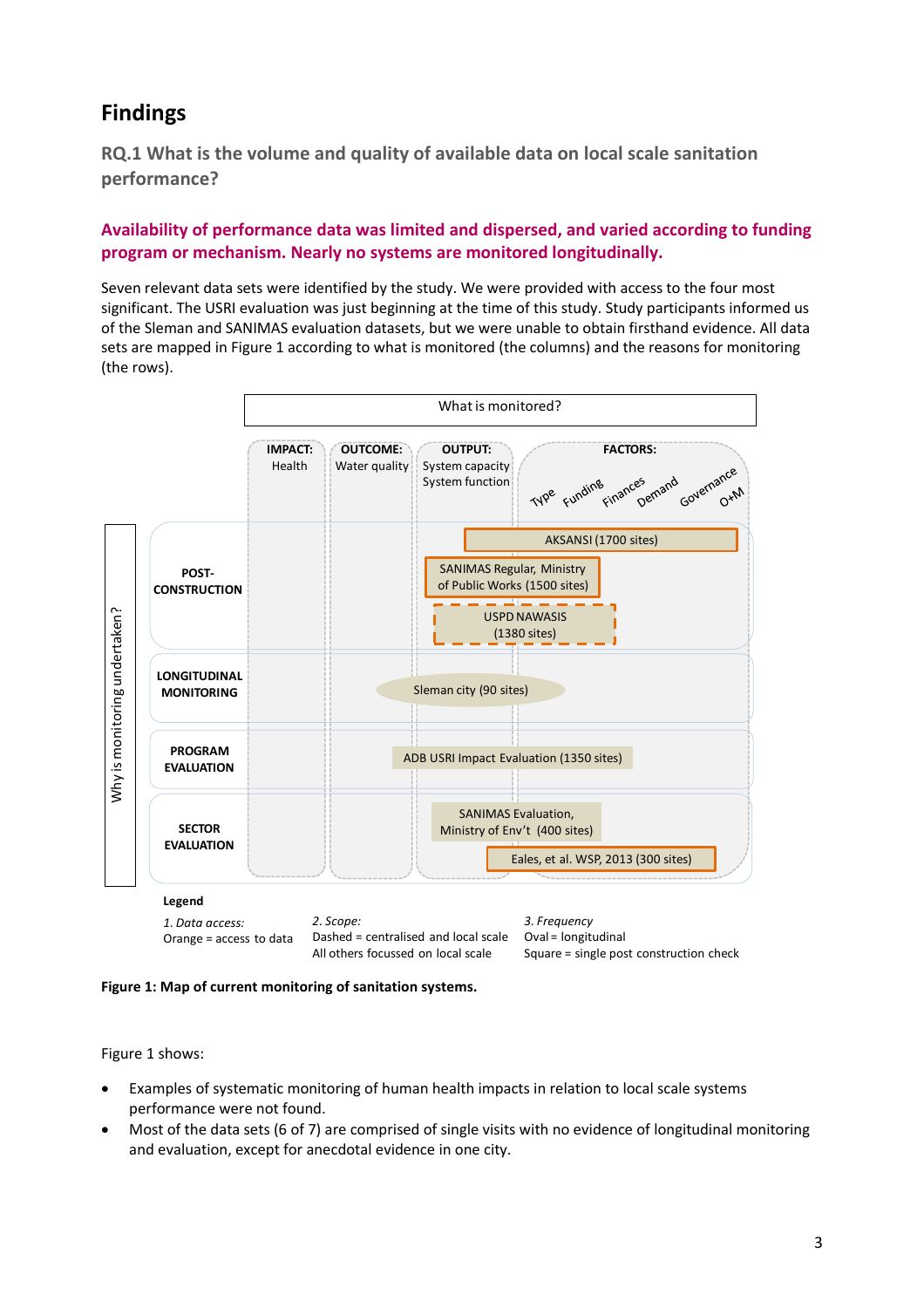## Findings

### RQ.1 What is the volume and quality of available data on local scale sanitation performance?

**Availability of performance data was limited and dispersed, and varied according to funding program or mechanism. Nearly no systems are monitored longitudinally.**

Seven relevant data sets were identified by the study. We were provided with access to the four most significant. The USRI evaluation was just beginning at the time of this study. Study participants informed us of the Sleman and SANIMAS evaluation datasets, but we were unable to obtain firsthand evidence. All data sets are mapped in Figure 1 according to what is monitored (the columns) and the reasons for monitoring (the rows).

What is monitored?

IMPACT: Health | OUTCOME: Water quality | OUTPUT: System capacity, System function | FACTORS: Type, Funding, Finances, Demand, Governance, O+M

Why is monitoring undertaken?

POST-CONSTRUCTION: AKSANSI (1700 sites); SANIMAS Regular, Ministry of Public Works (1500 sites); USPD NAWASIS (1380 sites)

LONGITUDINAL MONITORING: Sleman city (90 sites)

PROGRAM EVALUATION: ADB USRI Impact Evaluation (1350 sites)

SECTOR EVALUATION: SANIMAS Evaluation, Ministry of Env't (400 sites); Eales, et al. WSP, 2013 (300 sites)

Legend

*1. Data access:* Orange = access to data

*2. Scope:* Dashed = centralised and local scale. All others focussed on local scale

*3. Frequency* Oval = longitudinal. Square = single post construction check

**Figure 1: Map of current monitoring of sanitation systems.**

Figure 1 shows:

- Examples of systematic monitoring of human health impacts in relation to local scale systems performance were not found.
- Most of the data sets (6 of 7) are comprised of single visits with no evidence of longitudinal monitoring and evaluation, except for anecdotal evidence in one city.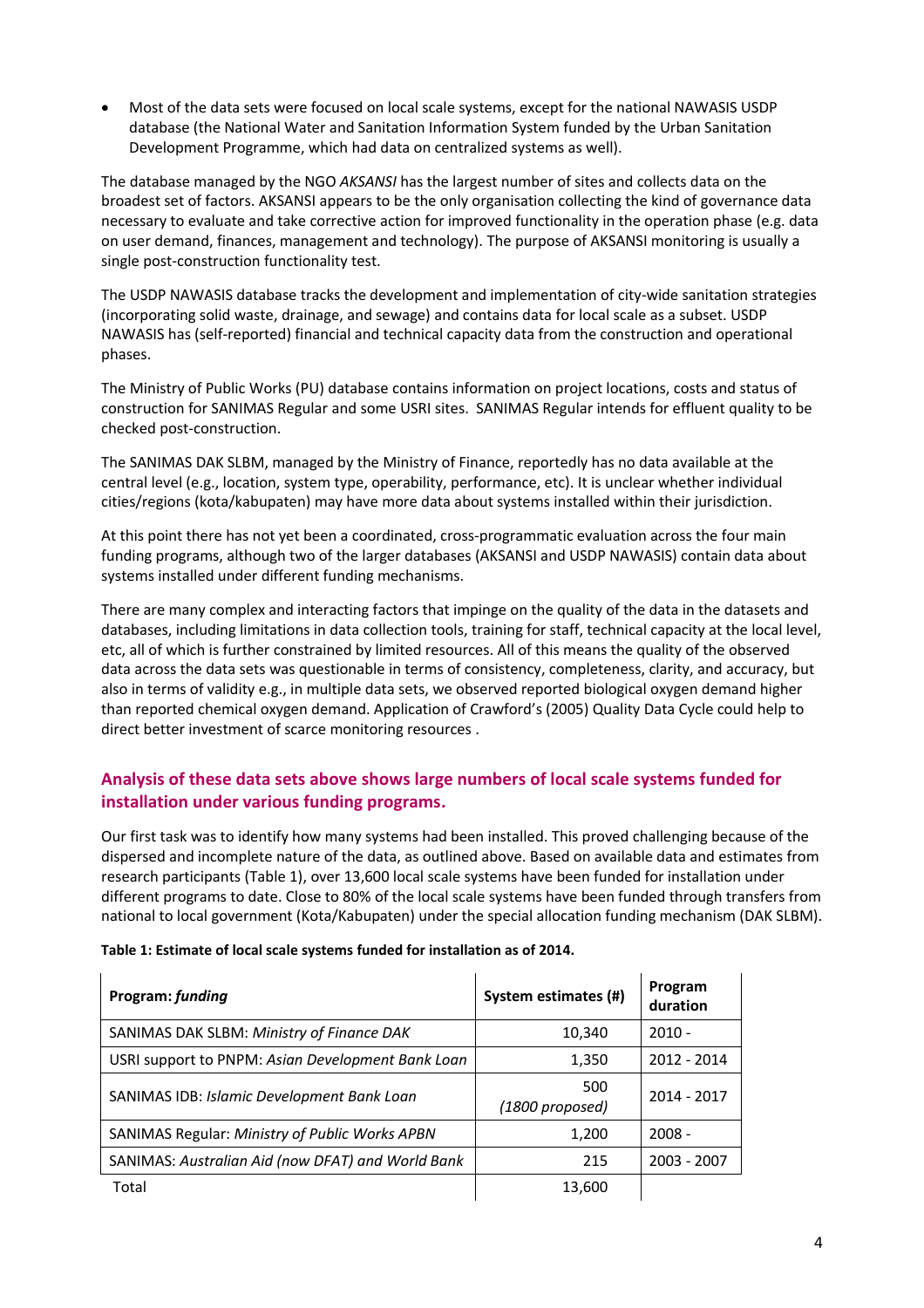- Most of the data sets were focused on local scale systems, except for the national NAWASIS USDP database (the National Water and Sanitation Information System funded by the Urban Sanitation Development Programme, which had data on centralized systems as well).

The database managed by the NGO *AKSANSI* has the largest number of sites and collects data on the broadest set of factors. AKSANSI appears to be the only organisation collecting the kind of governance data necessary to evaluate and take corrective action for improved functionality in the operation phase (e.g. data on user demand, finances, management and technology). The purpose of AKSANSI monitoring is usually a single post-construction functionality test.

The USDP NAWASIS database tracks the development and implementation of city-wide sanitation strategies (incorporating solid waste, drainage, and sewage) and contains data for local scale as a subset. USDP NAWASIS has (self-reported) financial and technical capacity data from the construction and operational phases.

The Ministry of Public Works (PU) database contains information on project locations, costs and status of construction for SANIMAS Regular and some USRI sites. SANIMAS Regular intends for effluent quality to be checked post-construction.

The SANIMAS DAK SLBM, managed by the Ministry of Finance, reportedly has no data available at the central level (e.g., location, system type, operability, performance, etc). It is unclear whether individual cities/regions (kota/kabupaten) may have more data about systems installed within their jurisdiction.

At this point there has not yet been a coordinated, cross-programmatic evaluation across the four main funding programs, although two of the larger databases (AKSANSI and USDP NAWASIS) contain data about systems installed under different funding mechanisms.

There are many complex and interacting factors that impinge on the quality of the data in the datasets and databases, including limitations in data collection tools, training for staff, technical capacity at the local level, etc, all of which is further constrained by limited resources. All of this means the quality of the observed data across the data sets was questionable in terms of consistency, completeness, clarity, and accuracy, but also in terms of validity e.g., in multiple data sets, we observed reported biological oxygen demand higher than reported chemical oxygen demand. Application of Crawford's (2005) Quality Data Cycle could help to direct better investment of scarce monitoring resources .

## Analysis of these data sets above shows large numbers of local scale systems funded for installation under various funding programs.

Our first task was to identify how many systems had been installed. This proved challenging because of the dispersed and incomplete nature of the data, as outlined above. Based on available data and estimates from research participants (Table 1), over 13,600 local scale systems have been funded for installation under different programs to date. Close to 80% of the local scale systems have been funded through transfers from national to local government (Kota/Kabupaten) under the special allocation funding mechanism (DAK SLBM).

**Table 1: Estimate of local scale systems funded for installation as of 2014.**

| Program: *funding* | System estimates (#) | Program duration |
|---|---|---|
| SANIMAS DAK SLBM: *Ministry of Finance DAK* | 10,340 | 2010 - |
| USRI support to PNPM: *Asian Development Bank Loan* | 1,350 | 2012 - 2014 |
| SANIMAS IDB: *Islamic Development Bank Loan* | 500 *(1800 proposed)* | 2014 - 2017 |
| SANIMAS Regular: *Ministry of Public Works APBN* | 1,200 | 2008 - |
| SANIMAS: *Australian Aid (now DFAT) and World Bank* | 215 | 2003 - 2007 |
| Total | 13,600 | |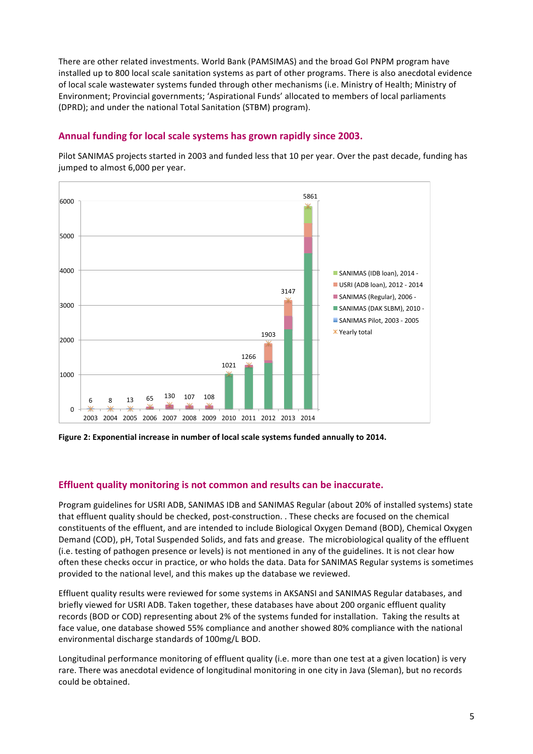There are other related investments. World Bank (PAMSIMAS) and the broad GoI PNPM program have installed up to 800 local scale sanitation systems as part of other programs. There is also anecdotal evidence of local scale wastewater systems funded through other mechanisms (i.e. Ministry of Health; Ministry of Environment; Provincial governments; 'Aspirational Funds' allocated to members of local parliaments (DPRD); and under the national Total Sanitation (STBM) program).

## Annual funding for local scale systems has grown rapidly since 2003.

Pilot SANIMAS projects started in 2003 and funded less that 10 per year. Over the past decade, funding has jumped to almost 6,000 per year.

| Year | 2003 | 2004 | 2005 | 2006 | 2007 | 2008 | 2009 | 2010 | 2011 | 2012 | 2013 | 2014 |
|---|---|---|---|---|---|---|---|---|---|---|---|---|
| Yearly total | 6 | 8 | 13 | 65 | 130 | 107 | 108 | 1021 | 1266 | 1903 | 3147 | 5861 |

Legend: SANIMAS (IDB loan), 2014 - ; USRI (ADB loan), 2012 - 2014; SANIMAS (Regular), 2006 - ; SANIMAS (DAK SLBM), 2010 - ; SANIMAS Pilot, 2003 - 2005; Yearly total

**Figure 2: Exponential increase in number of local scale systems funded annually to 2014.**

## Effluent quality monitoring is not common and results can be inaccurate.

Program guidelines for USRI ADB, SANIMAS IDB and SANIMAS Regular (about 20% of installed systems) state that effluent quality should be checked, post-construction. . These checks are focused on the chemical constituents of the effluent, and are intended to include Biological Oxygen Demand (BOD), Chemical Oxygen Demand (COD), pH, Total Suspended Solids, and fats and grease. The microbiological quality of the effluent (i.e. testing of pathogen presence or levels) is not mentioned in any of the guidelines. It is not clear how often these checks occur in practice, or who holds the data. Data for SANIMAS Regular systems is sometimes provided to the national level, and this makes up the database we reviewed.

Effluent quality results were reviewed for some systems in AKSANSI and SANIMAS Regular databases, and briefly viewed for USRI ADB. Taken together, these databases have about 200 organic effluent quality records (BOD or COD) representing about 2% of the systems funded for installation. Taking the results at face value, one database showed 55% compliance and another showed 80% compliance with the national environmental discharge standards of 100mg/L BOD.

Longitudinal performance monitoring of effluent quality (i.e. more than one test at a given location) is very rare. There was anecdotal evidence of longitudinal monitoring in one city in Java (Sleman), but no records could be obtained.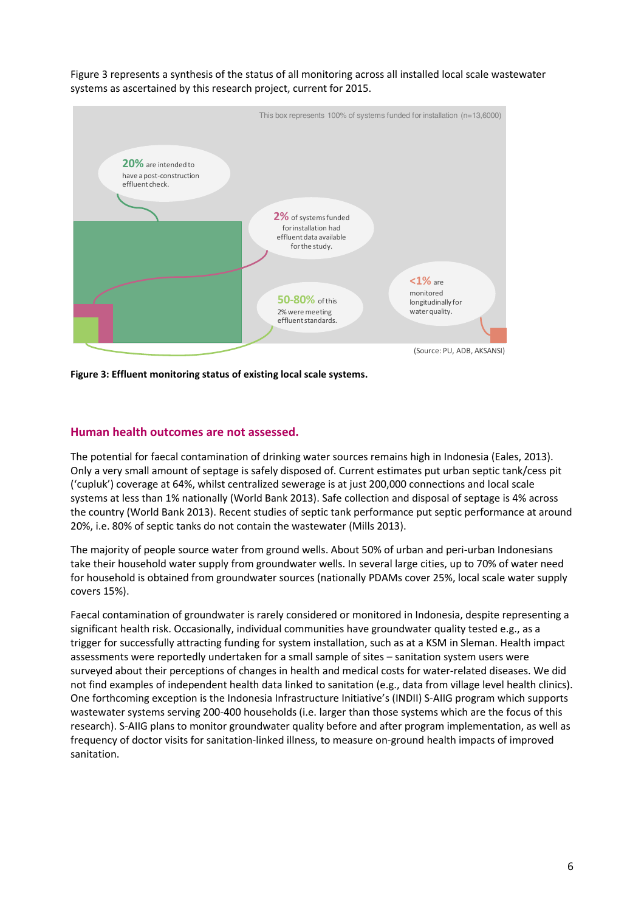Figure 3 represents a synthesis of the status of all monitoring across all installed local scale wastewater systems as ascertained by this research project, current for 2015.

This box represents 100% of systems funded for installation (n=13,6000)

**20%** are intended to have a post-construction effluent check.

**2%** of systems funded for installation had effluent data available for the study.

**50-80%** of this 2% were meeting effluent standards.

**<1%** are monitored longitudinally for water quality.

(Source: PU, ADB, AKSANSI)

**Figure 3: Effluent monitoring status of existing local scale systems.**

## Human health outcomes are not assessed.

The potential for faecal contamination of drinking water sources remains high in Indonesia (Eales, 2013). Only a very small amount of septage is safely disposed of. Current estimates put urban septic tank/cess pit ('cupluk') coverage at 64%, whilst centralized sewerage is at just 200,000 connections and local scale systems at less than 1% nationally (World Bank 2013). Safe collection and disposal of septage is 4% across the country (World Bank 2013). Recent studies of septic tank performance put septic performance at around 20%, i.e. 80% of septic tanks do not contain the wastewater (Mills 2013).

The majority of people source water from ground wells. About 50% of urban and peri-urban Indonesians take their household water supply from groundwater wells. In several large cities, up to 70% of water need for household is obtained from groundwater sources (nationally PDAMs cover 25%, local scale water supply covers 15%).

Faecal contamination of groundwater is rarely considered or monitored in Indonesia, despite representing a significant health risk. Occasionally, individual communities have groundwater quality tested e.g., as a trigger for successfully attracting funding for system installation, such as at a KSM in Sleman. Health impact assessments were reportedly undertaken for a small sample of sites – sanitation system users were surveyed about their perceptions of changes in health and medical costs for water-related diseases. We did not find examples of independent health data linked to sanitation (e.g., data from village level health clinics). One forthcoming exception is the Indonesia Infrastructure Initiative's (INDII) S-AIIG program which supports wastewater systems serving 200-400 households (i.e. larger than those systems which are the focus of this research). S-AIIG plans to monitor groundwater quality before and after program implementation, as well as frequency of doctor visits for sanitation-linked illness, to measure on-ground health impacts of improved sanitation.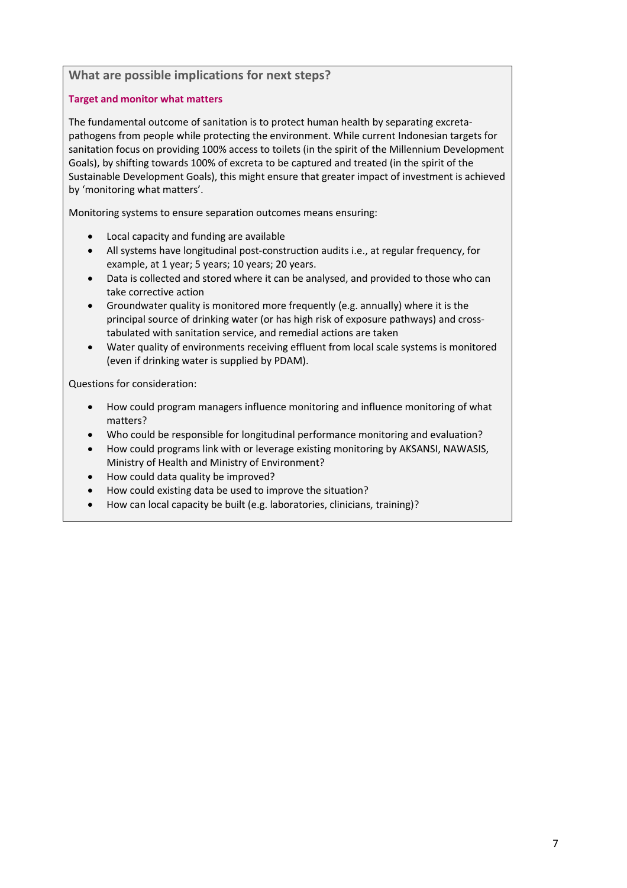## What are possible implications for next steps?

### Target and monitor what matters

The fundamental outcome of sanitation is to protect human health by separating excreta-pathogens from people while protecting the environment. While current Indonesian targets for sanitation focus on providing 100% access to toilets (in the spirit of the Millennium Development Goals), by shifting towards 100% of excreta to be captured and treated (in the spirit of the Sustainable Development Goals), this might ensure that greater impact of investment is achieved by 'monitoring what matters'.

Monitoring systems to ensure separation outcomes means ensuring:

- Local capacity and funding are available
- All systems have longitudinal post-construction audits i.e., at regular frequency, for example, at 1 year; 5 years; 10 years; 20 years.
- Data is collected and stored where it can be analysed, and provided to those who can take corrective action
- Groundwater quality is monitored more frequently (e.g. annually) where it is the principal source of drinking water (or has high risk of exposure pathways) and cross-tabulated with sanitation service, and remedial actions are taken
- Water quality of environments receiving effluent from local scale systems is monitored (even if drinking water is supplied by PDAM).

Questions for consideration:

- How could program managers influence monitoring and influence monitoring of what matters?
- Who could be responsible for longitudinal performance monitoring and evaluation?
- How could programs link with or leverage existing monitoring by AKSANSI, NAWASIS, Ministry of Health and Ministry of Environment?
- How could data quality be improved?
- How could existing data be used to improve the situation?
- How can local capacity be built (e.g. laboratories, clinicians, training)?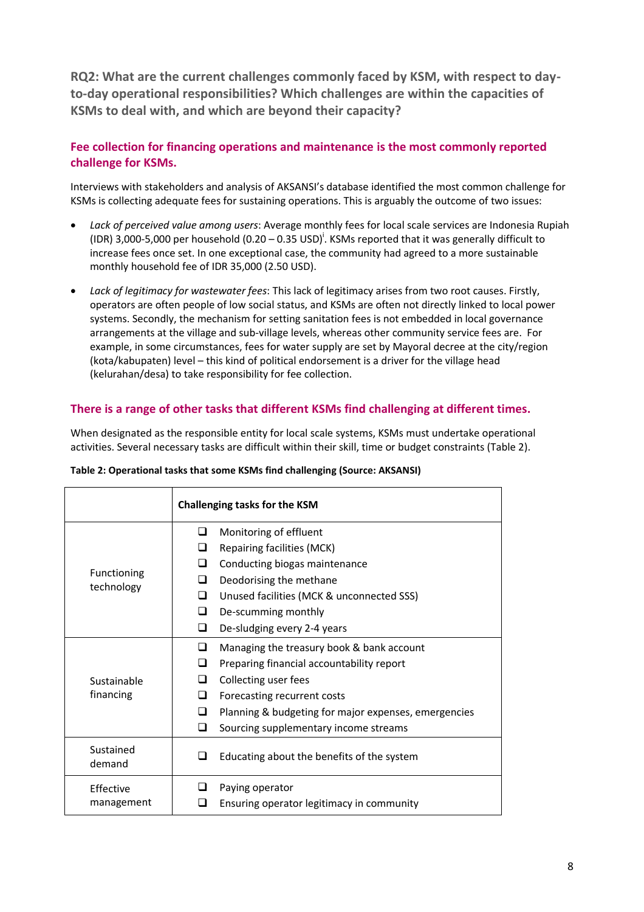## RQ2: What are the current challenges commonly faced by KSM, with respect to day-to-day operational responsibilities? Which challenges are within the capacities of KSMs to deal with, and which are beyond their capacity?

### Fee collection for financing operations and maintenance is the most commonly reported challenge for KSMs.

Interviews with stakeholders and analysis of AKSANSI's database identified the most common challenge for KSMs is collecting adequate fees for sustaining operations. This is arguably the outcome of two issues:

- *Lack of perceived value among users*: Average monthly fees for local scale services are Indonesia Rupiah (IDR) 3,000-5,000 per household (0.20 – 0.35 USD)[i]. KSMs reported that it was generally difficult to increase fees once set. In one exceptional case, the community had agreed to a more sustainable monthly household fee of IDR 35,000 (2.50 USD).
- *Lack of legitimacy for wastewater fees*: This lack of legitimacy arises from two root causes. Firstly, operators are often people of low social status, and KSMs are often not directly linked to local power systems. Secondly, the mechanism for setting sanitation fees is not embedded in local governance arrangements at the village and sub-village levels, whereas other community service fees are. For example, in some circumstances, fees for water supply are set by Mayoral decree at the city/region (kota/kabupaten) level – this kind of political endorsement is a driver for the village head (kelurahan/desa) to take responsibility for fee collection.

### There is a range of other tasks that different KSMs find challenging at different times.

When designated as the responsible entity for local scale systems, KSMs must undertake operational activities. Several necessary tasks are difficult within their skill, time or budget constraints (Table 2).

**Table 2: Operational tasks that some KSMs find challenging (Source: AKSANSI)**

| | Challenging tasks for the KSM |
|---|---|
| Functioning technology | ❑ Monitoring of effluent<br>❑ Repairing facilities (MCK)<br>❑ Conducting biogas maintenance<br>❑ Deodorising the methane<br>❑ Unused facilities (MCK & unconnected SSS)<br>❑ De-scumming monthly<br>❑ De-sludging every 2-4 years |
| Sustainable financing | ❑ Managing the treasury book & bank account<br>❑ Preparing financial accountability report<br>❑ Collecting user fees<br>❑ Forecasting recurrent costs<br>❑ Planning & budgeting for major expenses, emergencies<br>❑ Sourcing supplementary income streams |
| Sustained demand | ❑ Educating about the benefits of the system |
| Effective management | ❑ Paying operator<br>❑ Ensuring operator legitimacy in community |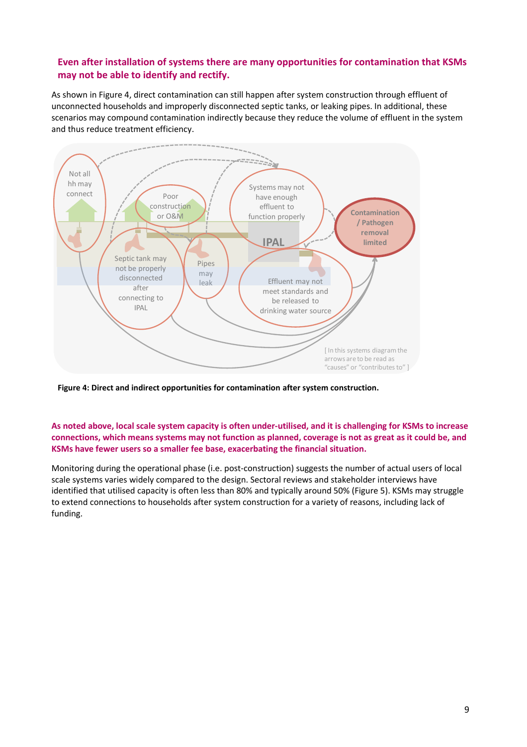**Even after installation of systems there are many opportunities for contamination that KSMs may not be able to identify and rectify.**

As shown in Figure 4, direct contamination can still happen after system construction through effluent of unconnected households and improperly disconnected septic tanks, or leaking pipes. In additional, these scenarios may compound contamination indirectly because they reduce the volume of effluent in the system and thus reduce treatment efficiency.

Not all hh may connect

Poor construction or O&M

Systems may not have enough effluent to function properly

Contamination / Pathogen removal limited

IPAL

Septic tank may not be properly disconnected after connecting to IPAL

Pipes may leak

Effluent may not meet standards and be released to drinking water source

[ In this systems diagram the arrows are to be read as "causes" or "contributes to" ]

**Figure 4: Direct and indirect opportunities for contamination after system construction.**

**As noted above, local scale system capacity is often under-utilised, and it is challenging for KSMs to increase connections, which means systems may not function as planned, coverage is not as great as it could be, and KSMs have fewer users so a smaller fee base, exacerbating the financial situation.**

Monitoring during the operational phase (i.e. post-construction) suggests the number of actual users of local scale systems varies widely compared to the design. Sectoral reviews and stakeholder interviews have identified that utilised capacity is often less than 80% and typically around 50% (Figure 5). KSMs may struggle to extend connections to households after system construction for a variety of reasons, including lack of funding.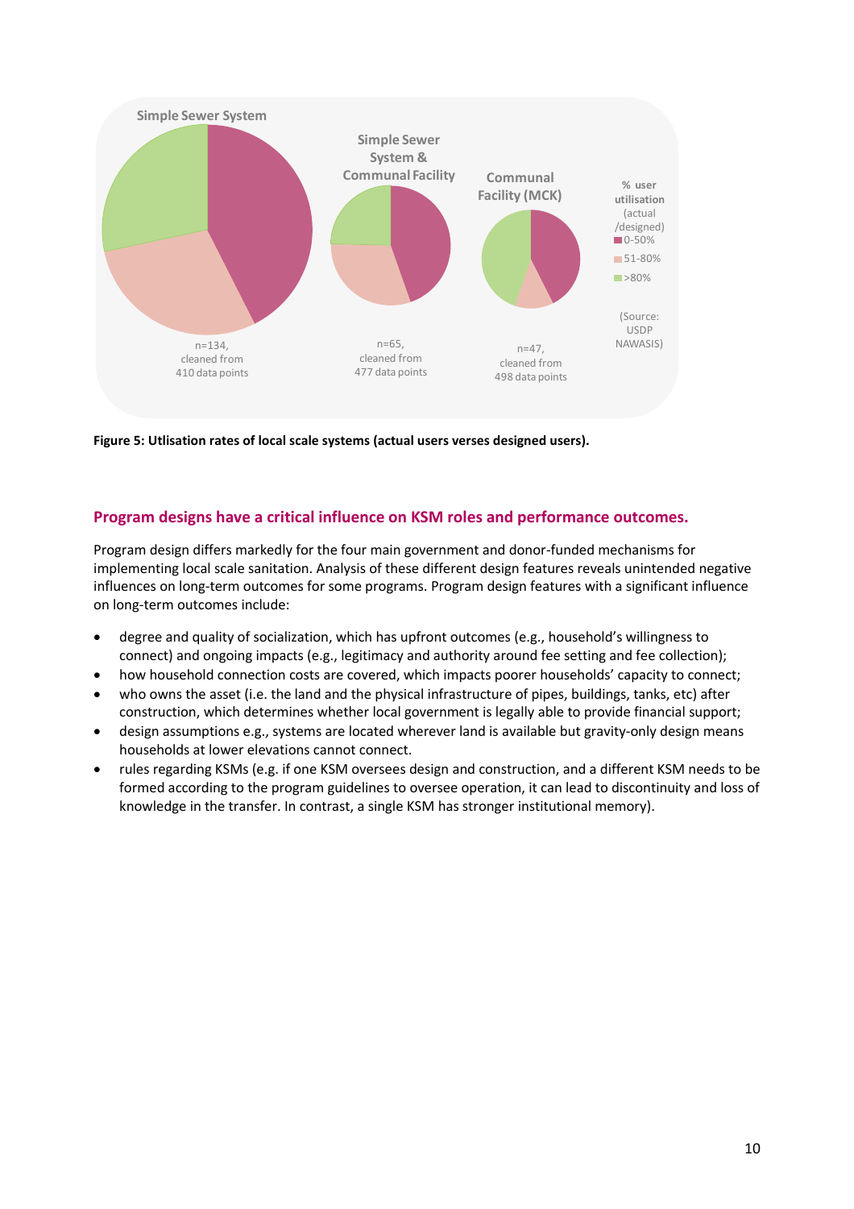Simple Sewer System

Simple Sewer System & Communal Facility

Communal Facility (MCK)

% user utilisation (actual /designed)
- 0-50%
- 51-80%
- >80%

(Source: USDP NAWASIS)

n=134, cleaned from 410 data points

n=65, cleaned from 477 data points

n=47, cleaned from 498 data points

**Figure 5: Utlisation rates of local scale systems (actual users verses designed users).**

### Program designs have a critical influence on KSM roles and performance outcomes.

Program design differs markedly for the four main government and donor-funded mechanisms for implementing local scale sanitation. Analysis of these different design features reveals unintended negative influences on long-term outcomes for some programs. Program design features with a significant influence on long-term outcomes include:

- degree and quality of socialization, which has upfront outcomes (e.g., household's willingness to connect) and ongoing impacts (e.g., legitimacy and authority around fee setting and fee collection);
- how household connection costs are covered, which impacts poorer households' capacity to connect;
- who owns the asset (i.e. the land and the physical infrastructure of pipes, buildings, tanks, etc) after construction, which determines whether local government is legally able to provide financial support;
- design assumptions e.g., systems are located wherever land is available but gravity-only design means households at lower elevations cannot connect.
- rules regarding KSMs (e.g. if one KSM oversees design and construction, and a different KSM needs to be formed according to the program guidelines to oversee operation, it can lead to discontinuity and loss of knowledge in the transfer. In contrast, a single KSM has stronger institutional memory).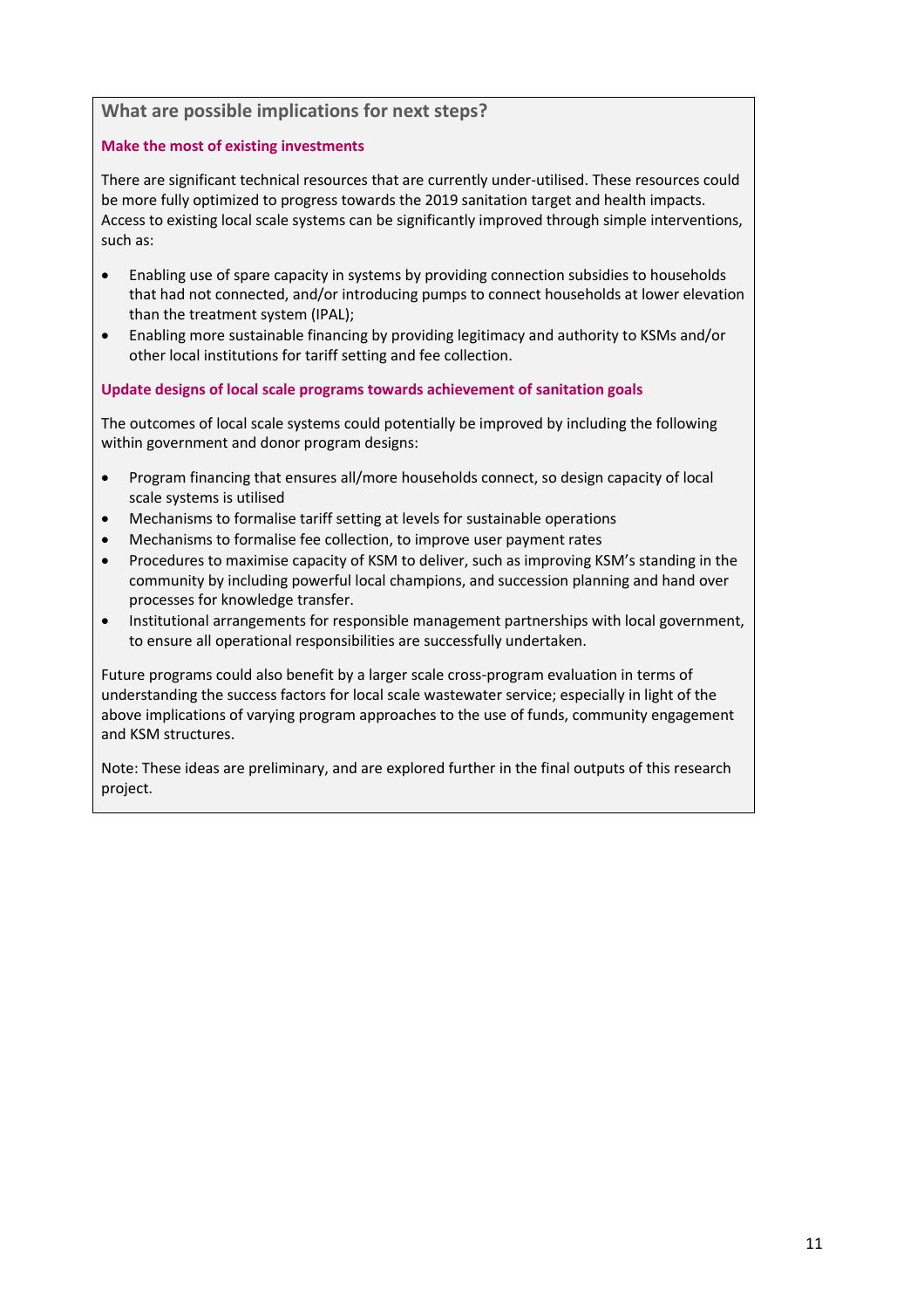## What are possible implications for next steps?

### Make the most of existing investments

There are significant technical resources that are currently under-utilised. These resources could be more fully optimized to progress towards the 2019 sanitation target and health impacts. Access to existing local scale systems can be significantly improved through simple interventions, such as:

- Enabling use of spare capacity in systems by providing connection subsidies to households that had not connected, and/or introducing pumps to connect households at lower elevation than the treatment system (IPAL);
- Enabling more sustainable financing by providing legitimacy and authority to KSMs and/or other local institutions for tariff setting and fee collection.

### Update designs of local scale programs towards achievement of sanitation goals

The outcomes of local scale systems could potentially be improved by including the following within government and donor program designs:

- Program financing that ensures all/more households connect, so design capacity of local scale systems is utilised
- Mechanisms to formalise tariff setting at levels for sustainable operations
- Mechanisms to formalise fee collection, to improve user payment rates
- Procedures to maximise capacity of KSM to deliver, such as improving KSM's standing in the community by including powerful local champions, and succession planning and hand over processes for knowledge transfer.
- Institutional arrangements for responsible management partnerships with local government, to ensure all operational responsibilities are successfully undertaken.

Future programs could also benefit by a larger scale cross-program evaluation in terms of understanding the success factors for local scale wastewater service; especially in light of the above implications of varying program approaches to the use of funds, community engagement and KSM structures.

Note: These ideas are preliminary, and are explored further in the final outputs of this research project.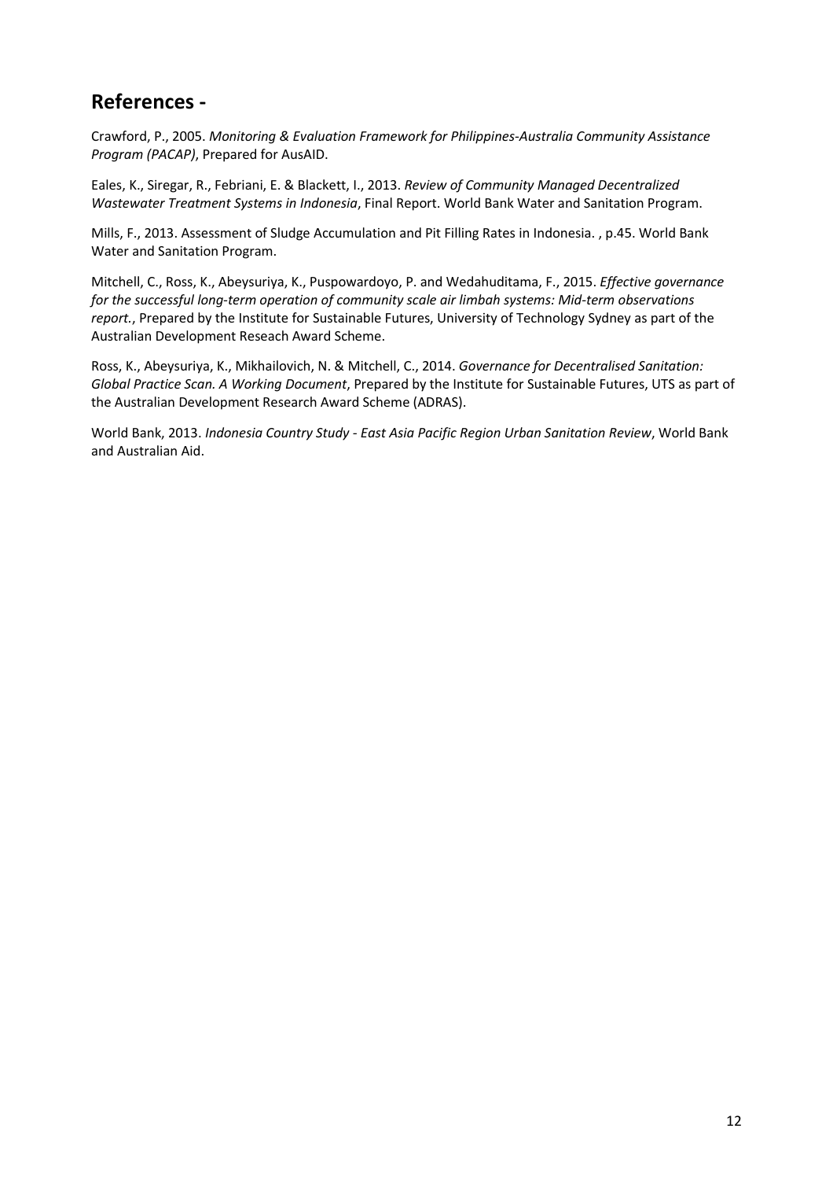## References -

Crawford, P., 2005. *Monitoring & Evaluation Framework for Philippines-Australia Community Assistance Program (PACAP)*, Prepared for AusAID.

Eales, K., Siregar, R., Febriani, E. & Blackett, I., 2013. *Review of Community Managed Decentralized Wastewater Treatment Systems in Indonesia*, Final Report. World Bank Water and Sanitation Program.

Mills, F., 2013. Assessment of Sludge Accumulation and Pit Filling Rates in Indonesia. , p.45. World Bank Water and Sanitation Program.

Mitchell, C., Ross, K., Abeysuriya, K., Puspowardoyo, P. and Wedahuditama, F., 2015. *Effective governance for the successful long-term operation of community scale air limbah systems: Mid-term observations report.*, Prepared by the Institute for Sustainable Futures, University of Technology Sydney as part of the Australian Development Reseach Award Scheme.

Ross, K., Abeysuriya, K., Mikhailovich, N. & Mitchell, C., 2014. *Governance for Decentralised Sanitation: Global Practice Scan. A Working Document*, Prepared by the Institute for Sustainable Futures, UTS as part of the Australian Development Research Award Scheme (ADRAS).

World Bank, 2013. *Indonesia Country Study - East Asia Pacific Region Urban Sanitation Review*, World Bank and Australian Aid.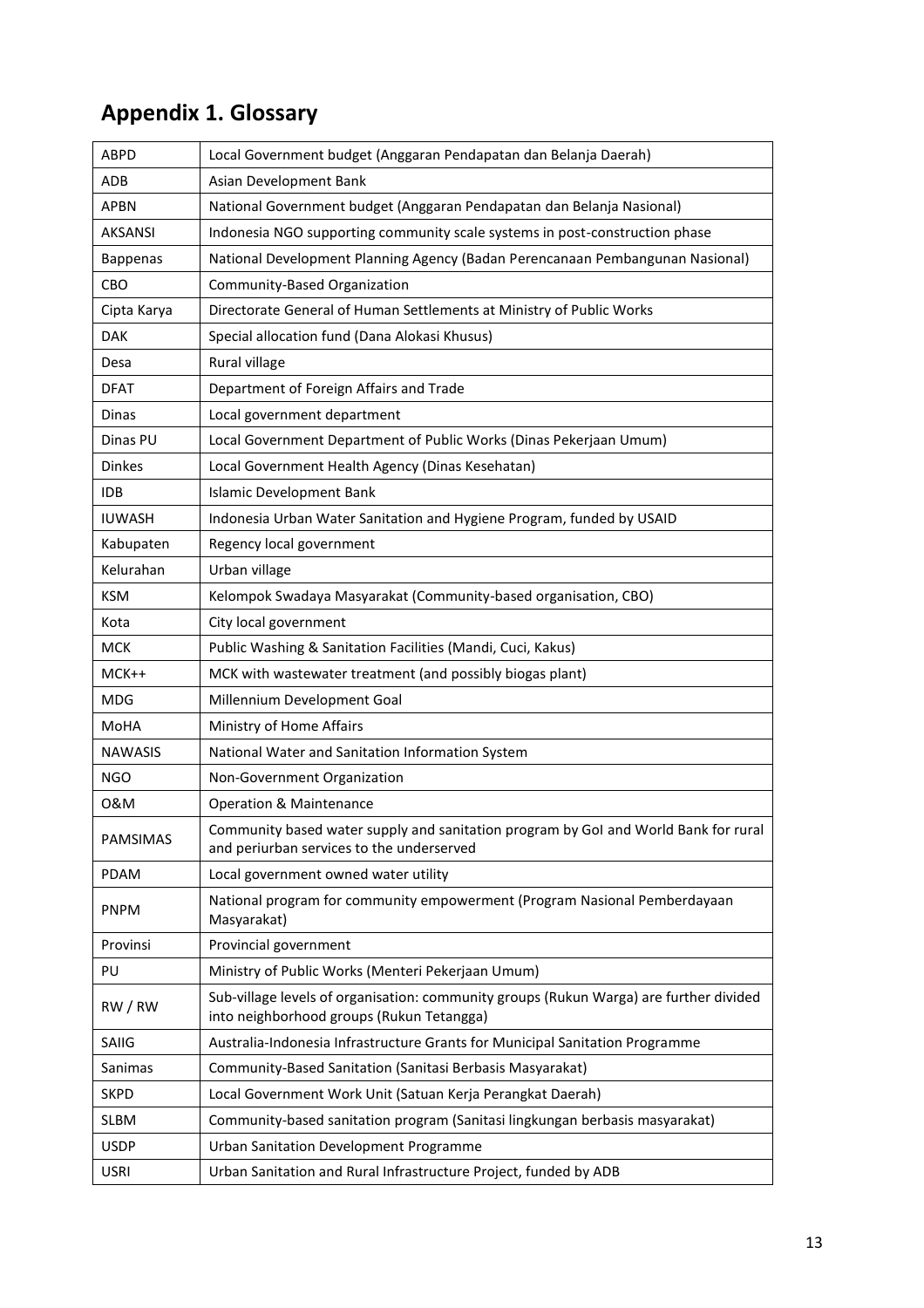## Appendix 1. Glossary

| | |
|---|---|
| ABPD | Local Government budget (Anggaran Pendapatan dan Belanja Daerah) |
| ADB | Asian Development Bank |
| APBN | National Government budget (Anggaran Pendapatan dan Belanja Nasional) |
| AKSANSI | Indonesia NGO supporting community scale systems in post-construction phase |
| Bappenas | National Development Planning Agency (Badan Perencanaan Pembangunan Nasional) |
| CBO | Community-Based Organization |
| Cipta Karya | Directorate General of Human Settlements at Ministry of Public Works |
| DAK | Special allocation fund (Dana Alokasi Khusus) |
| Desa | Rural village |
| DFAT | Department of Foreign Affairs and Trade |
| Dinas | Local government department |
| Dinas PU | Local Government Department of Public Works (Dinas Pekerjaan Umum) |
| Dinkes | Local Government Health Agency (Dinas Kesehatan) |
| IDB | Islamic Development Bank |
| IUWASH | Indonesia Urban Water Sanitation and Hygiene Program, funded by USAID |
| Kabupaten | Regency local government |
| Kelurahan | Urban village |
| KSM | Kelompok Swadaya Masyarakat (Community-based organisation, CBO) |
| Kota | City local government |
| MCK | Public Washing & Sanitation Facilities (Mandi, Cuci, Kakus) |
| MCK++ | MCK with wastewater treatment (and possibly biogas plant) |
| MDG | Millennium Development Goal |
| MoHA | Ministry of Home Affairs |
| NAWASIS | National Water and Sanitation Information System |
| NGO | Non-Government Organization |
| O&M | Operation & Maintenance |
| PAMSIMAS | Community based water supply and sanitation program by GoI and World Bank for rural and periurban services to the underserved |
| PDAM | Local government owned water utility |
| PNPM | National program for community empowerment (Program Nasional Pemberdayaan Masyarakat) |
| Provinsi | Provincial government |
| PU | Ministry of Public Works (Menteri Pekerjaan Umum) |
| RW / RW | Sub-village levels of organisation: community groups (Rukun Warga) are further divided into neighborhood groups (Rukun Tetangga) |
| SAIIG | Australia-Indonesia Infrastructure Grants for Municipal Sanitation Programme |
| Sanimas | Community-Based Sanitation (Sanitasi Berbasis Masyarakat) |
| SKPD | Local Government Work Unit (Satuan Kerja Perangkat Daerah) |
| SLBM | Community-based sanitation program (Sanitasi lingkungan berbasis masyarakat) |
| USDP | Urban Sanitation Development Programme |
| USRI | Urban Sanitation and Rural Infrastructure Project, funded by ADB |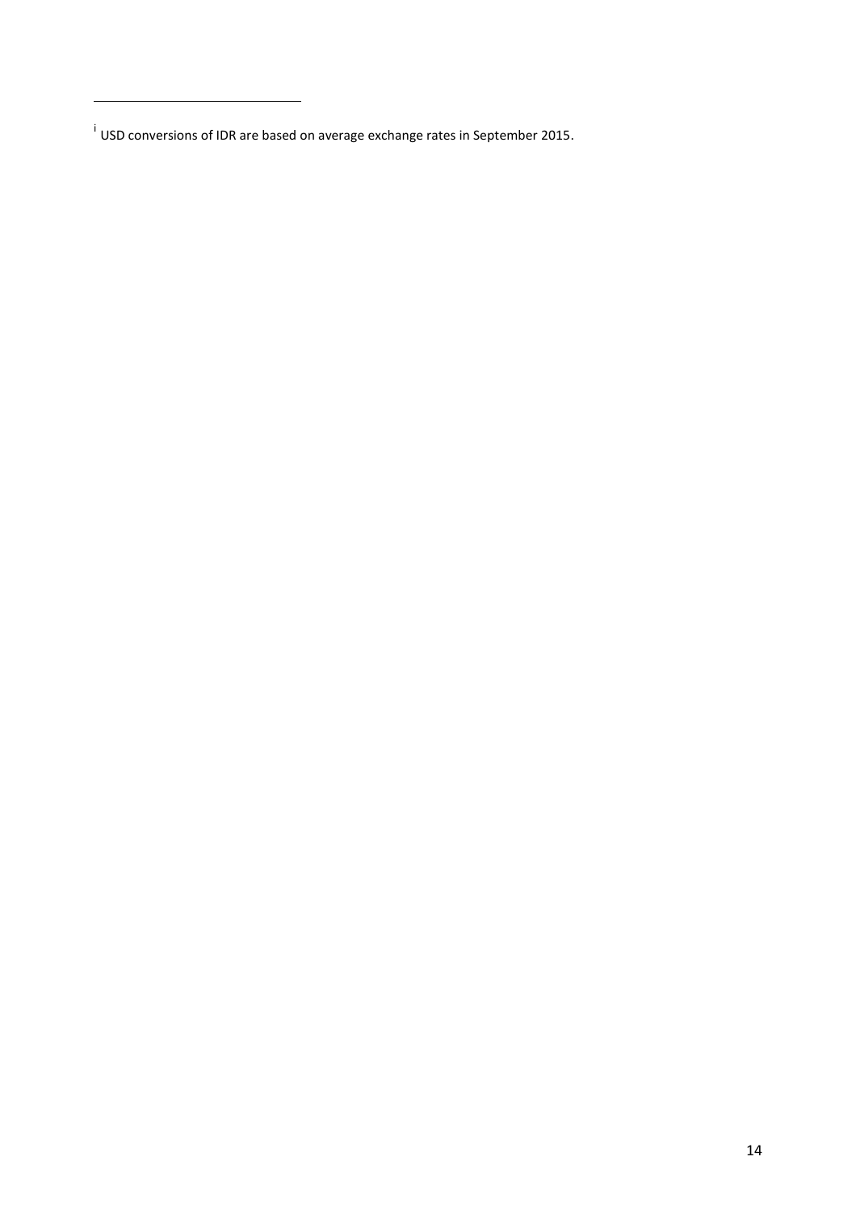[i] USD conversions of IDR are based on average exchange rates in September 2015.